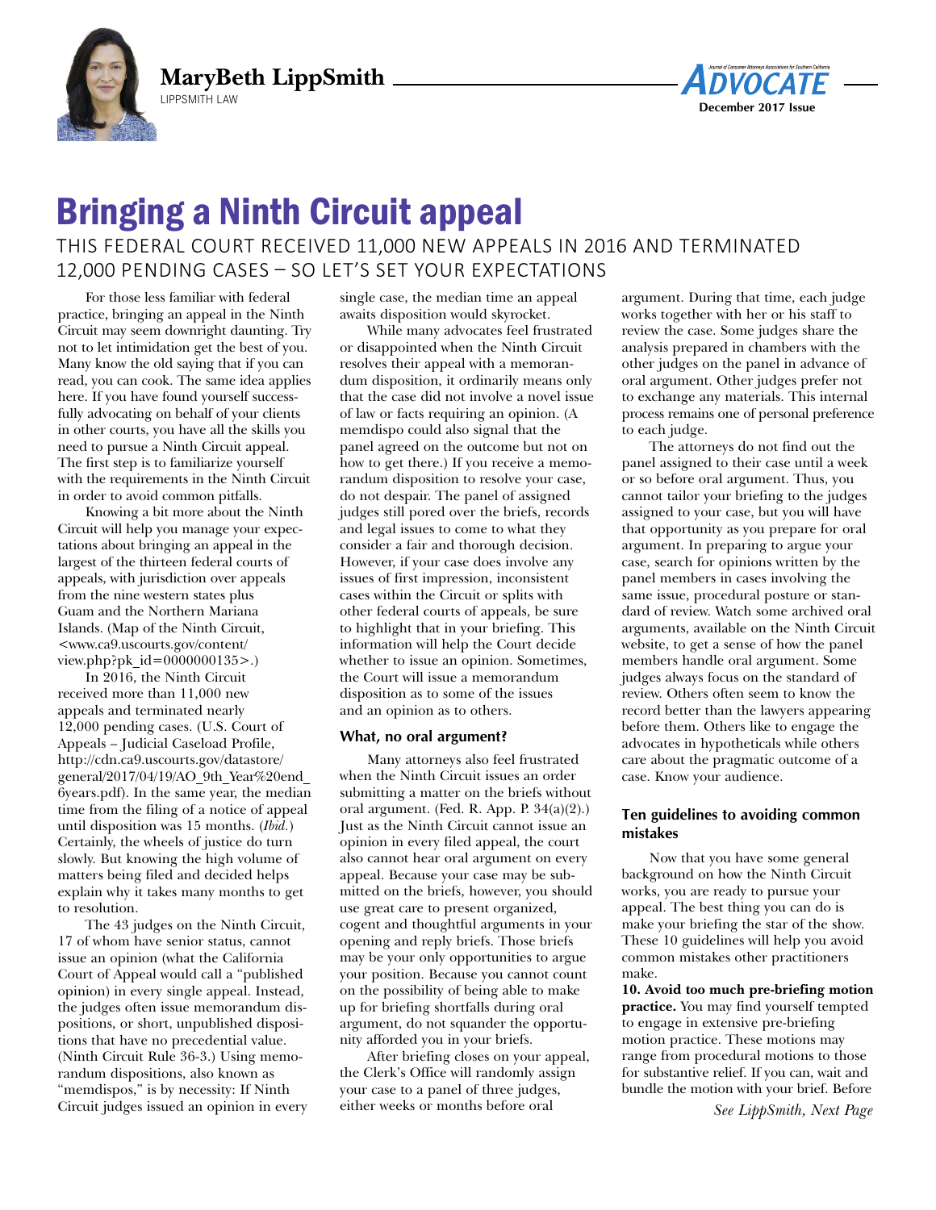MaryBeth LippSmith

LIPPSMITH LAW

# Bringing a Ninth Circuit appeal

## THIS FEDERAL COURT RECEIVED 11,000 NEW APPEALS IN 2016 AND TERMINATED 12,000 PENDING CASES – SO LET'S SET YOUR EXPECTATIONS

For those less familiar with federal practice, bringing an appeal in the Ninth Circuit may seem downright daunting. Try not to let intimidation get the best of you. Many know the old saying that if you can read, you can cook. The same idea applies here. If you have found yourself successfully advocating on behalf of your clients in other courts, you have all the skills you need to pursue a Ninth Circuit appeal. The first step is to familiarize yourself with the requirements in the Ninth Circuit in order to avoid common pitfalls.

Knowing a bit more about the Ninth Circuit will help you manage your expectations about bringing an appeal in the largest of the thirteen federal courts of appeals, with jurisdiction over appeals from the nine western states plus Guam and the Northern Mariana Islands. (Map of the Ninth Circuit, <www.ca9.uscourts.gov/content/view.php?pk_id=0000000135>.)

In 2016, the Ninth Circuit received more than 11,000 new appeals and terminated nearly 12,000 pending cases. (U.S. Court of Appeals – Judicial Caseload Profile, http://cdn.ca9.uscourts.gov/datastore/general/2017/04/19/AO_9th_Year%20end_6years.pdf). In the same year, the median time from the filing of a notice of appeal until disposition was 15 months. (*Ibid.*) Certainly, the wheels of justice do turn slowly. But knowing the high volume of matters being filed and decided helps explain why it takes many months to get to resolution.

The 43 judges on the Ninth Circuit, 17 of whom have senior status, cannot issue an opinion (what the California Court of Appeal would call a "published opinion) in every single appeal. Instead, the judges often issue memorandum dispositions, or short, unpublished dispositions that have no precedential value. (Ninth Circuit Rule 36-3.) Using memorandum dispositions, also known as "memdispos," is by necessity: If Ninth Circuit judges issued an opinion in every single case, the median time an appeal awaits disposition would skyrocket.

While many advocates feel frustrated or disappointed when the Ninth Circuit resolves their appeal with a memorandum disposition, it ordinarily means only that the case did not involve a novel issue of law or facts requiring an opinion. (A memdispo could also signal that the panel agreed on the outcome but not on how to get there.) If you receive a memorandum disposition to resolve your case, do not despair. The panel of assigned judges still pored over the briefs, records and legal issues to come to what they consider a fair and thorough decision. However, if your case does involve any issues of first impression, inconsistent cases within the Circuit or splits with other federal courts of appeals, be sure to highlight that in your briefing. This information will help the Court decide whether to issue an opinion. Sometimes, the Court will issue a memorandum disposition as to some of the issues and an opinion as to others.

### What, no oral argument?

Many attorneys also feel frustrated when the Ninth Circuit issues an order submitting a matter on the briefs without oral argument. (Fed. R. App. P. 34(a)(2).) Just as the Ninth Circuit cannot issue an opinion in every filed appeal, the court also cannot hear oral argument on every appeal. Because your case may be submitted on the briefs, however, you should use great care to present organized, cogent and thoughtful arguments in your opening and reply briefs. Those briefs may be your only opportunities to argue your position. Because you cannot count on the possibility of being able to make up for briefing shortfalls during oral argument, do not squander the opportunity afforded you in your briefs.

After briefing closes on your appeal, the Clerk's Office will randomly assign your case to a panel of three judges, either weeks or months before oral argument. During that time, each judge works together with her or his staff to review the case. Some judges share the analysis prepared in chambers with the other judges on the panel in advance of oral argument. Other judges prefer not to exchange any materials. This internal process remains one of personal preference to each judge.

The attorneys do not find out the panel assigned to their case until a week or so before oral argument. Thus, you cannot tailor your briefing to the judges assigned to your case, but you will have that opportunity as you prepare for oral argument. In preparing to argue your case, search for opinions written by the panel members in cases involving the same issue, procedural posture or standard of review. Watch some archived oral arguments, available on the Ninth Circuit website, to get a sense of how the panel members handle oral argument. Some judges always focus on the standard of review. Others often seem to know the record better than the lawyers appearing before them. Others like to engage the advocates in hypotheticals while others care about the pragmatic outcome of a case. Know your audience.

### Ten guidelines to avoiding common mistakes

Now that you have some general background on how the Ninth Circuit works, you are ready to pursue your appeal. The best thing you can do is make your briefing the star of the show. These 10 guidelines will help you avoid common mistakes other practitioners make.

**10. Avoid too much pre-briefing motion practice.** You may find yourself tempted to engage in extensive pre-briefing motion practice. These motions may range from procedural motions to those for substantive relief. If you can, wait and bundle the motion with your brief. Before

*See LippSmith, Next Page*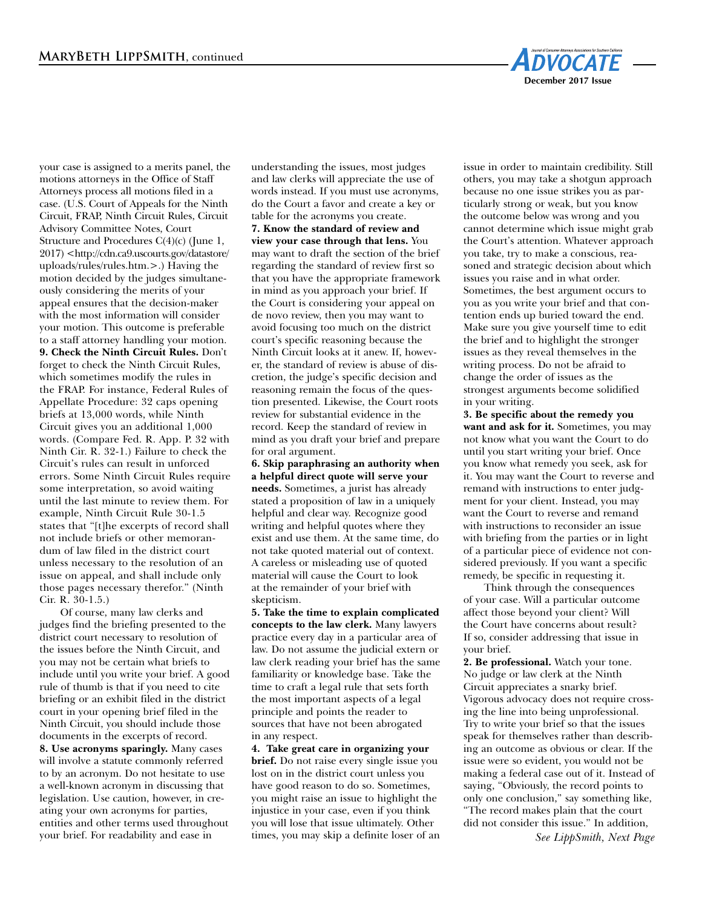your case is assigned to a merits panel, the motions attorneys in the Office of Staff Attorneys process all motions filed in a case. (U.S. Court of Appeals for the Ninth Circuit, FRAP, Ninth Circuit Rules, Circuit Advisory Committee Notes, Court Structure and Procedures C(4)(c) (June 1, 2017) <http://cdn.ca9.uscourts.gov/datastore/uploads/rules/rules.htm.>.) Having the motion decided by the judges simultaneously considering the merits of your appeal ensures that the decision-maker with the most information will consider your motion. This outcome is preferable to a staff attorney handling your motion.

**9. Check the Ninth Circuit Rules.** Don't forget to check the Ninth Circuit Rules, which sometimes modify the rules in the FRAP. For instance, Federal Rules of Appellate Procedure: 32 caps opening briefs at 13,000 words, while Ninth Circuit gives you an additional 1,000 words. (Compare Fed. R. App. P. 32 with Ninth Cir. R. 32-1.) Failure to check the Circuit's rules can result in unforced errors. Some Ninth Circuit Rules require some interpretation, so avoid waiting until the last minute to review them. For example, Ninth Circuit Rule 30-1.5 states that "[t]he excerpts of record shall not include briefs or other memorandum of law filed in the district court unless necessary to the resolution of an issue on appeal, and shall include only those pages necessary therefor." (Ninth Cir. R. 30-1.5.)

Of course, many law clerks and judges find the briefing presented to the district court necessary to resolution of the issues before the Ninth Circuit, and you may not be certain what briefs to include until you write your brief. A good rule of thumb is that if you need to cite briefing or an exhibit filed in the district court in your opening brief filed in the Ninth Circuit, you should include those documents in the excerpts of record.

**8. Use acronyms sparingly.** Many cases will involve a statute commonly referred to by an acronym. Do not hesitate to use a well-known acronym in discussing that legislation. Use caution, however, in creating your own acronyms for parties, entities and other terms used throughout your brief. For readability and ease in understanding the issues, most judges and law clerks will appreciate the use of words instead. If you must use acronyms, do the Court a favor and create a key or table for the acronyms you create.

**7. Know the standard of review and view your case through that lens.** You may want to draft the section of the brief regarding the standard of review first so that you have the appropriate framework in mind as you approach your brief. If the Court is considering your appeal on de novo review, then you may want to avoid focusing too much on the district court's specific reasoning because the Ninth Circuit looks at it anew. If, however, the standard of review is abuse of discretion, the judge's specific decision and reasoning remain the focus of the question presented. Likewise, the Court roots review for substantial evidence in the record. Keep the standard of review in mind as you draft your brief and prepare for oral argument.

**6. Skip paraphrasing an authority when a helpful direct quote will serve your needs.** Sometimes, a jurist has already stated a proposition of law in a uniquely helpful and clear way. Recognize good writing and helpful quotes where they exist and use them. At the same time, do not take quoted material out of context. A careless or misleading use of quoted material will cause the Court to look at the remainder of your brief with skepticism.

**5. Take the time to explain complicated concepts to the law clerk.** Many lawyers practice every day in a particular area of law. Do not assume the judicial extern or law clerk reading your brief has the same familiarity or knowledge base. Take the time to craft a legal rule that sets forth the most important aspects of a legal principle and points the reader to sources that have not been abrogated in any respect.

**4. Take great care in organizing your brief.** Do not raise every single issue you lost on in the district court unless you have good reason to do so. Sometimes, you might raise an issue to highlight the injustice in your case, even if you think you will lose that issue ultimately. Other times, you may skip a definite loser of an issue in order to maintain credibility. Still others, you may take a shotgun approach because no one issue strikes you as particularly strong or weak, but you know the outcome below was wrong and you cannot determine which issue might grab the Court's attention. Whatever approach you take, try to make a conscious, reasoned and strategic decision about which issues you raise and in what order. Sometimes, the best argument occurs to you as you write your brief and that contention ends up buried toward the end. Make sure you give yourself time to edit the brief and to highlight the stronger issues as they reveal themselves in the writing process. Do not be afraid to change the order of issues as the strongest arguments become solidified in your writing.

**3. Be specific about the remedy you want and ask for it.** Sometimes, you may not know what you want the Court to do until you start writing your brief. Once you know what remedy you seek, ask for it. You may want the Court to reverse and remand with instructions to enter judgment for your client. Instead, you may want the Court to reverse and remand with instructions to reconsider an issue with briefing from the parties or in light of a particular piece of evidence not considered previously. If you want a specific remedy, be specific in requesting it.

Think through the consequences of your case. Will a particular outcome affect those beyond your client? Will the Court have concerns about result? If so, consider addressing that issue in your brief.

**2. Be professional.** Watch your tone. No judge or law clerk at the Ninth Circuit appreciates a snarky brief. Vigorous advocacy does not require crossing the line into being unprofessional. Try to write your brief so that the issues speak for themselves rather than describing an outcome as obvious or clear. If the issue were so evident, you would not be making a federal case out of it. Instead of saying, "Obviously, the record points to only one conclusion," say something like, "The record makes plain that the court did not consider this issue." In addition,

*See LippSmith, Next Page*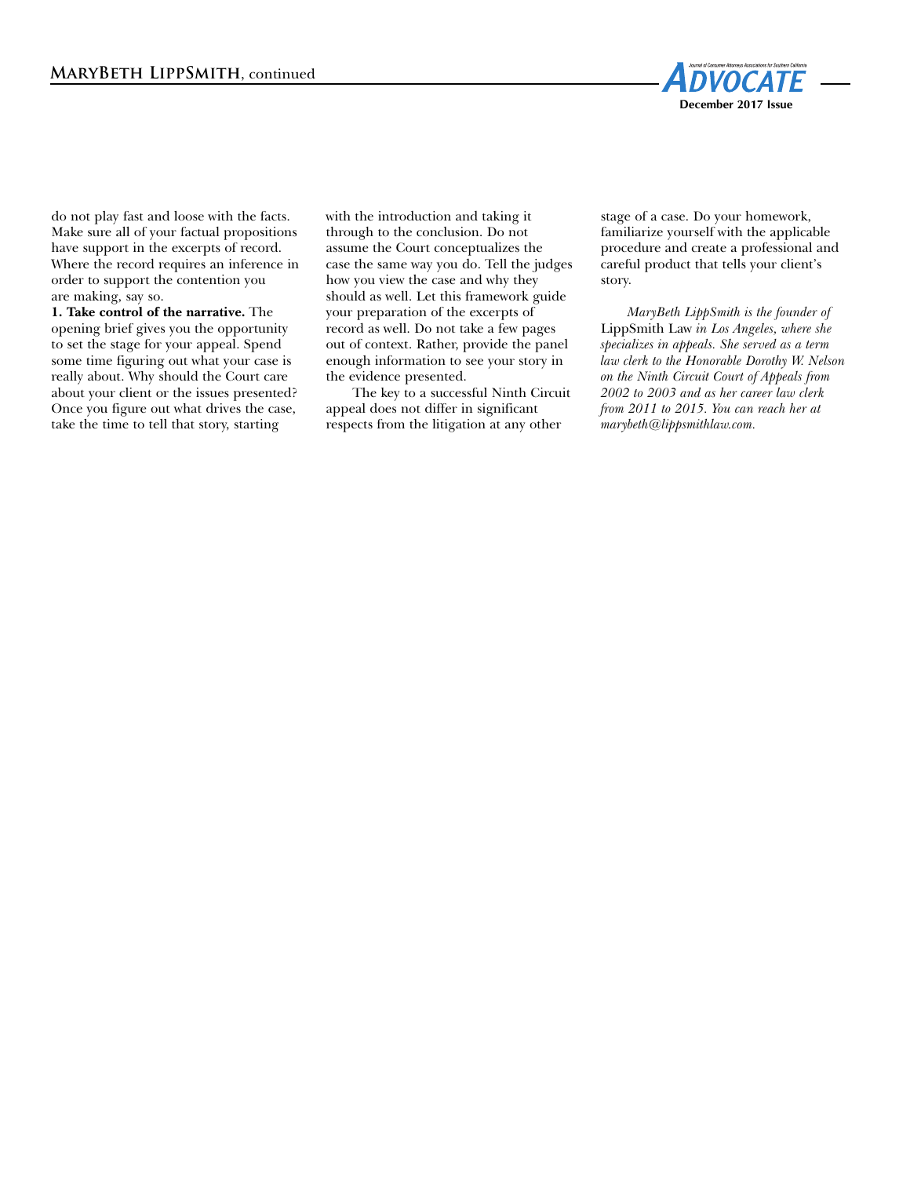do not play fast and loose with the facts. Make sure all of your factual propositions have support in the excerpts of record. Where the record requires an inference in order to support the contention you are making, say so.

**1. Take control of the narrative.** The opening brief gives you the opportunity to set the stage for your appeal. Spend some time figuring out what your case is really about. Why should the Court care about your client or the issues presented? Once you figure out what drives the case, take the time to tell that story, starting with the introduction and taking it through to the conclusion. Do not assume the Court conceptualizes the case the same way you do. Tell the judges how you view the case and why they should as well. Let this framework guide your preparation of the excerpts of record as well. Do not take a few pages out of context. Rather, provide the panel enough information to see your story in the evidence presented.

The key to a successful Ninth Circuit appeal does not differ in significant respects from the litigation at any other stage of a case. Do your homework, familiarize yourself with the applicable procedure and create a professional and careful product that tells your client's story.

*MaryBeth LippSmith is the founder of* LippSmith Law *in Los Angeles, where she specializes in appeals. She served as a term law clerk to the Honorable Dorothy W. Nelson on the Ninth Circuit Court of Appeals from 2002 to 2003 and as her career law clerk from 2011 to 2015. You can reach her at marybeth@lippsmithlaw.com.*